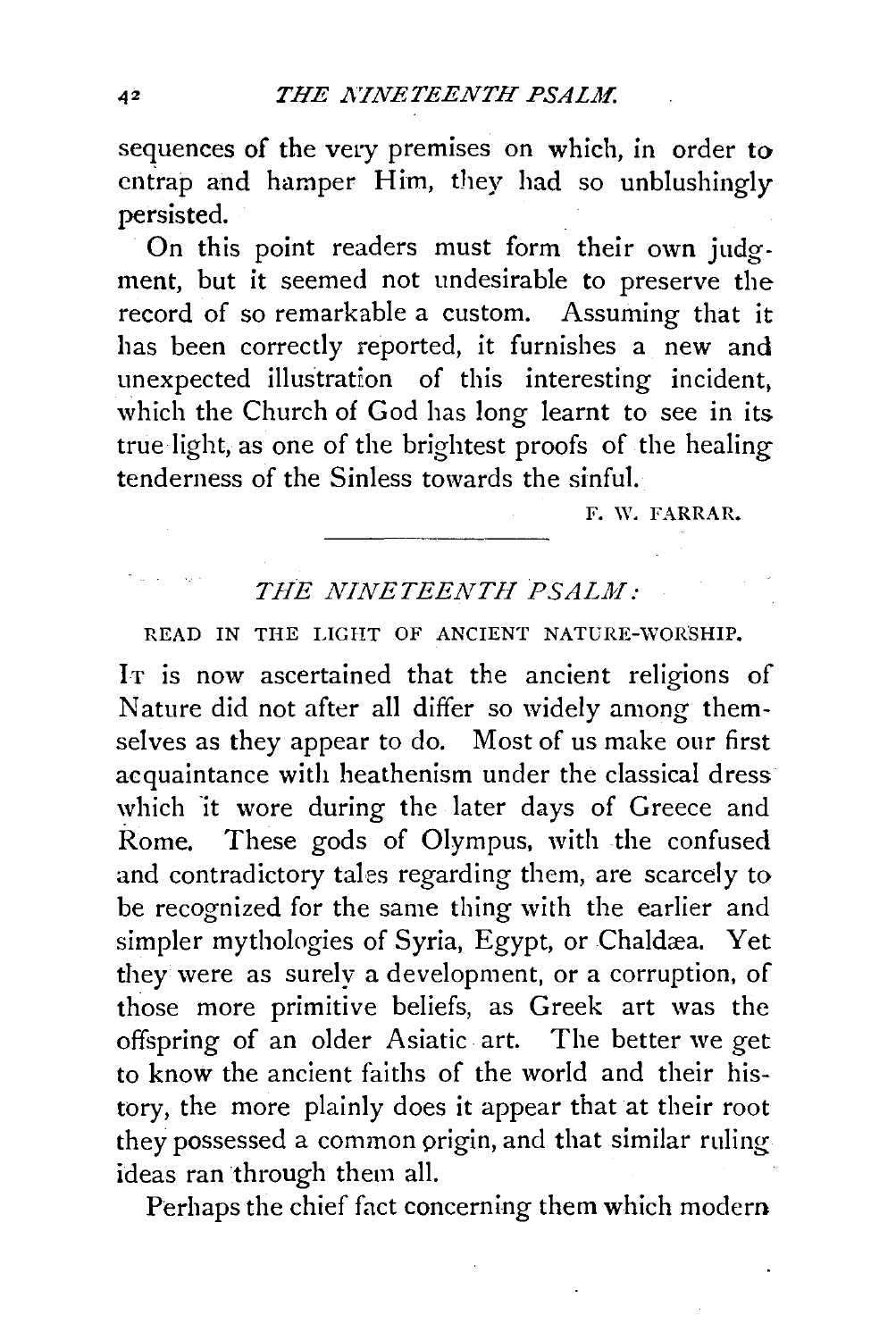sequences of the very premises on which, in order to entrap and hamper Him, they had so unblushingly persisted.

On this point readers must form their own judgment, but it seemed not undesirable to preserve the record of so remarkable a custom. Assuming that it has been correctly reported, it furnishes a new and unexpected illustration of this interesting incident, which the Church of God has long learnt to see in its true light, as one of the brightest proofs of the healing tenderness of the Sinless towards the sinful.

F. W. FARRAR.

---

## *THE NINETEENTH PSALM:*

### READ IN THE LIGHT OF ANCIENT NATURE-WORSHIP.

IT is now ascertained that the ancient religions of Nature did not after all differ so widely among themselves as they appear to do. Most of us make our first acquaintance with heathenism under the classical dress which it wore during the later days of Greece and Rome. These gods of Olympus, with the confused and contradictory tales regarding them, are scarcely to be recognized for the same thing with the earlier and simpler mythologies of Syria, Egypt, or Chaldæa. Yet they were as surely a development, or a corruption, of those more primitive beliefs, as Greek art was the offspring of an older Asiatic art. The better we get to know the ancient faiths of the world and their history, the more plainly does it appear that at their root they possessed a common origin, and that similar ruling ideas ran through them all.

Perhaps the chief fact concerning them which modern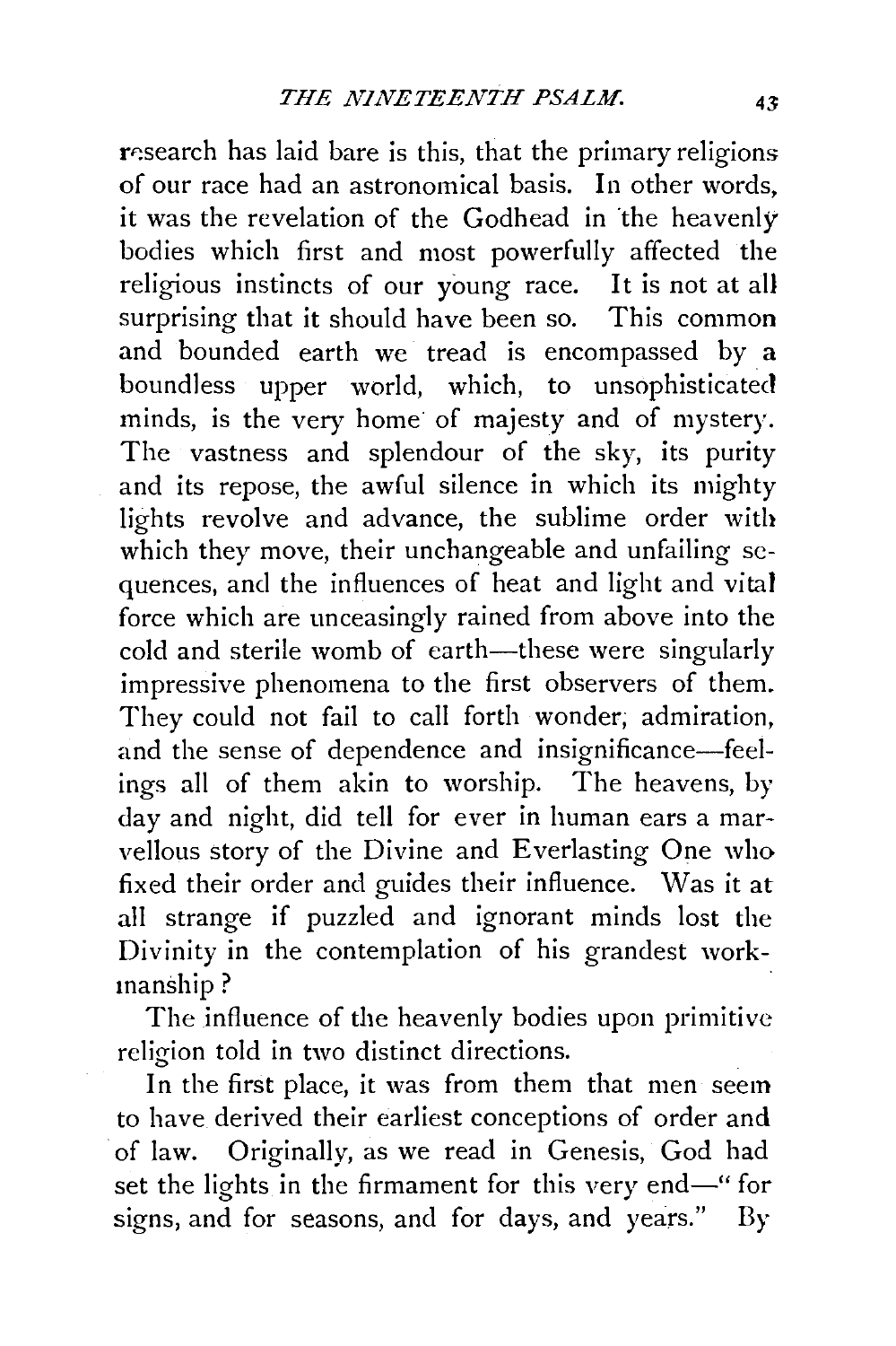research has laid bare is this, that the primary religions of our race had an astronomical basis. In other words, it was the revelation of the Godhead in the heavenly bodies which first and most powerfully affected the religious instincts of our young race. It is not at all surprising that it should have been so. This common and bounded earth we tread is encompassed by a boundless upper world, which, to unsophisticated minds, is the very home of majesty and of mystery. The vastness and splendour of the sky, its purity and its repose, the awful silence in which its mighty lights revolve and advance, the sublime order with which they move, their unchangeable and unfailing sequences, and the influences of heat and light and vital force which are unceasingly rained from above into the cold and sterile womb of earth—these were singularly impressive phenomena to the first observers of them. They could not fail to call forth wonder, admiration, and the sense of dependence and insignificance—feelings all of them akin to worship. The heavens, by day and night, did tell for ever in human ears a marvellous story of the Divine and Everlasting One who fixed their order and guides their influence. Was it at all strange if puzzled and ignorant minds lost the Divinity in the contemplation of his grandest workmanship?

The influence of the heavenly bodies upon primitive religion told in two distinct directions.

In the first place, it was from them that men seem to have derived their earliest conceptions of order and of law. Originally, as we read in Genesis, God had set the lights in the firmament for this very end—"for signs, and for seasons, and for days, and years." By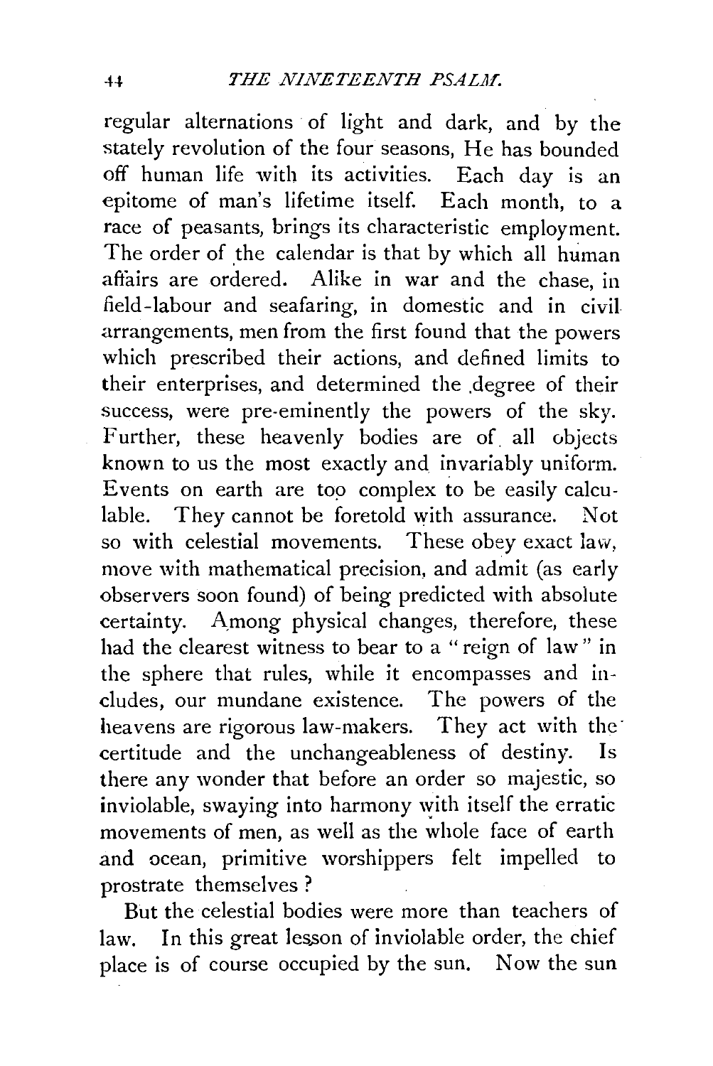regular alternations of light and dark, and by the stately revolution of the four seasons, He has bounded off human life with its activities. Each day is an epitome of man's lifetime itself. Each month, to a race of peasants, brings its characteristic employment. The order of the calendar is that by which all human affairs are ordered. Alike in war and the chase, in field-labour and seafaring, in domestic and in civil arrangements, men from the first found that the powers which prescribed their actions, and defined limits to their enterprises, and determined the degree of their success, were pre-eminently the powers of the sky. Further, these heavenly bodies are of all objects known to us the most exactly and invariably uniform. Events on earth are too complex to be easily calculable. They cannot be foretold with assurance. Not so with celestial movements. These obey exact law, move with mathematical precision, and admit (as early observers soon found) of being predicted with absolute certainty. Among physical changes, therefore, these had the clearest witness to bear to a "reign of law" in the sphere that rules, while it encompasses and includes, our mundane existence. The powers of the heavens are rigorous law-makers. They act with the certitude and the unchangeableness of destiny. Is there any wonder that before an order so majestic, so inviolable, swaying into harmony with itself the erratic movements of men, as well as the whole face of earth and ocean, primitive worshippers felt impelled to prostrate themselves?

But the celestial bodies were more than teachers of law. In this great lesson of inviolable order, the chief place is of course occupied by the sun. Now the sun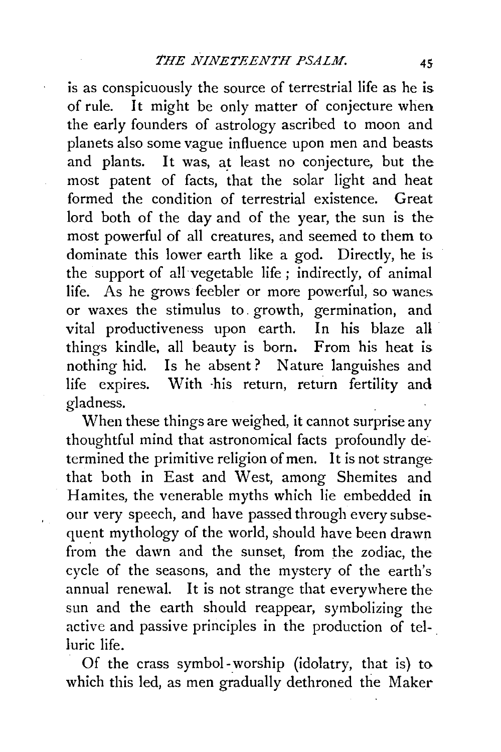is as conspicuously the source of terrestrial life as he is of rule. It might be only matter of conjecture when the early founders of astrology ascribed to moon and planets also some vague influence upon men and beasts and plants. It was, at least no conjecture, but the most patent of facts, that the solar light and heat formed the condition of terrestrial existence. Great lord both of the day and of the year, the sun is the most powerful of all creatures, and seemed to them to dominate this lower earth like a god. Directly, he is the support of all vegetable life; indirectly, of animal life. As he grows feebler or more powerful, so wanes or waxes the stimulus to growth, germination, and vital productiveness upon earth. In his blaze all things kindle, all beauty is born. From his heat is nothing hid. Is he absent? Nature languishes and life expires. With his return, return fertility and gladness.

When these things are weighed, it cannot surprise any thoughtful mind that astronomical facts profoundly determined the primitive religion of men. It is not strange that both in East and West, among Shemites and Hamites, the venerable myths which lie embedded in our very speech, and have passed through every subsequent mythology of the world, should have been drawn from the dawn and the sunset, from the zodiac, the cycle of the seasons, and the mystery of the earth's annual renewal. It is not strange that everywhere the sun and the earth should reappear, symbolizing the active and passive principles in the production of telluric life.

Of the crass symbol-worship (idolatry, that is) to which this led, as men gradually dethroned the Maker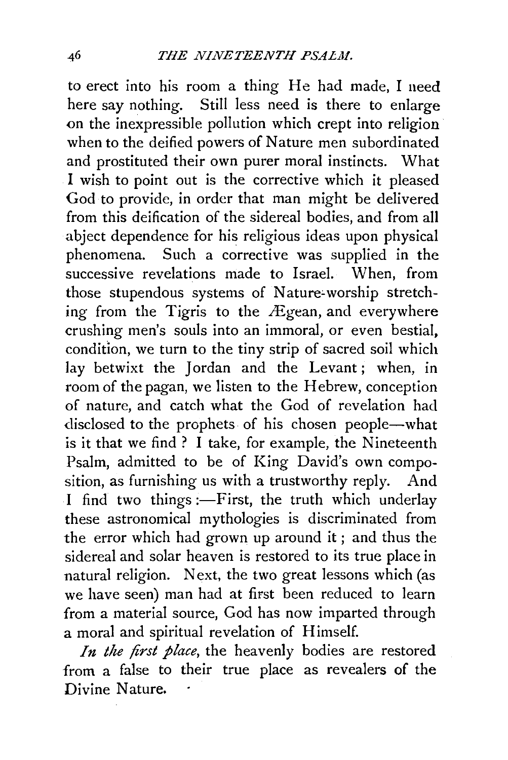to erect into his room a thing He had made, I need here say nothing. Still less need is there to enlarge on the inexpressible pollution which crept into religion when to the deified powers of Nature men subordinated and prostituted their own purer moral instincts. What I wish to point out is the corrective which it pleased God to provide, in order that man might be delivered from this deification of the sidereal bodies, and from all abject dependence for his religious ideas upon physical phenomena. Such a corrective was supplied in the successive revelations made to Israel. When, from those stupendous systems of Nature-worship stretching from the Tigris to the Ægean, and everywhere crushing men's souls into an immoral, or even bestial, condition, we turn to the tiny strip of sacred soil which lay betwixt the Jordan and the Levant; when, in room of the pagan, we listen to the Hebrew, conception of nature, and catch what the God of revelation had disclosed to the prophets of his chosen people—what is it that we find? I take, for example, the Nineteenth Psalm, admitted to be of King David's own composition, as furnishing us with a trustworthy reply. And I find two things:—First, the truth which underlay these astronomical mythologies is discriminated from the error which had grown up around it; and thus the sidereal and solar heaven is restored to its true place in natural religion. Next, the two great lessons which (as we have seen) man had at first been reduced to learn from a material source, God has now imparted through a moral and spiritual revelation of Himself.

*In the first place*, the heavenly bodies are restored from a false to their true place as revealers of the Divine Nature.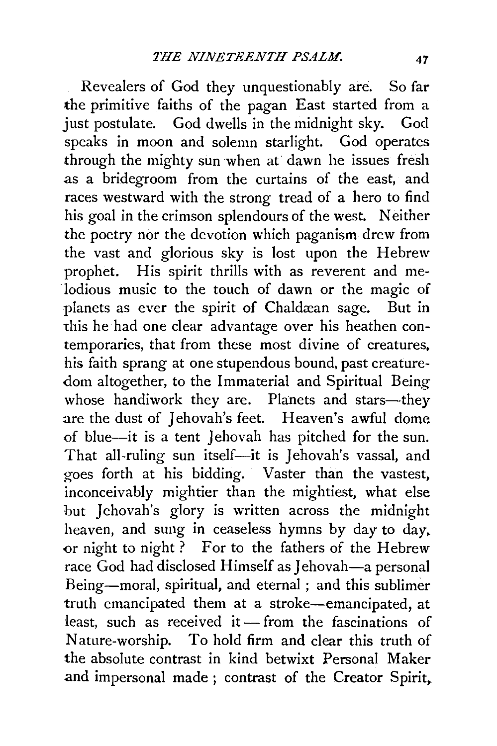Revealers of God they unquestionably are. So far the primitive faiths of the pagan East started from a just postulate. God dwells in the midnight sky. God speaks in moon and solemn starlight. God operates through the mighty sun when at dawn he issues fresh as a bridegroom from the curtains of the east, and races westward with the strong tread of a hero to find his goal in the crimson splendours of the west. Neither the poetry nor the devotion which paganism drew from the vast and glorious sky is lost upon the Hebrew prophet. His spirit thrills with as reverent and melodious music to the touch of dawn or the magic of planets as ever the spirit of Chaldæan sage. But in this he had one clear advantage over his heathen contemporaries, that from these most divine of creatures, his faith sprang at one stupendous bound, past creaturedom altogether, to the Immaterial and Spiritual Being whose handiwork they are. Planets and stars—they are the dust of Jehovah's feet. Heaven's awful dome of blue—it is a tent Jehovah has pitched for the sun. That all-ruling sun itself—it is Jehovah's vassal, and goes forth at his bidding. Vaster than the vastest, inconceivably mightier than the mightiest, what else but Jehovah's glory is written across the midnight heaven, and sung in ceaseless hymns by day to day, or night to night? For to the fathers of the Hebrew race God had disclosed Himself as Jehovah—a personal Being—moral, spiritual, and eternal; and this sublimer truth emancipated them at a stroke—emancipated, at least, such as received it — from the fascinations of Nature-worship. To hold firm and clear this truth of the absolute contrast in kind betwixt Personal Maker and impersonal made; contrast of the Creator Spirit,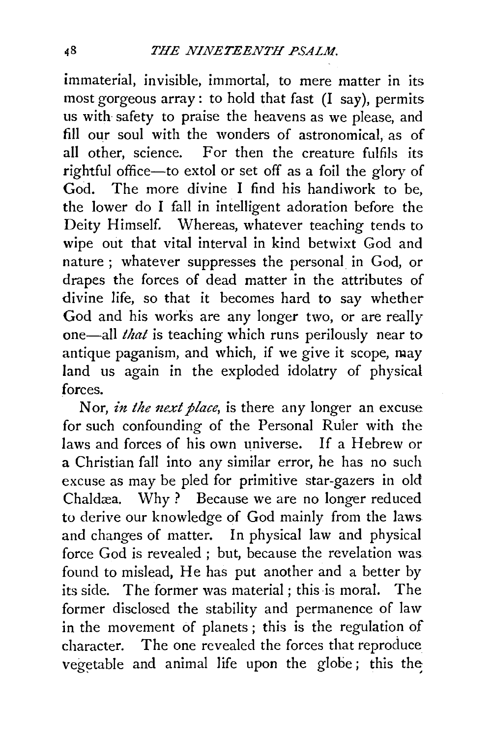immaterial, invisible, immortal, to mere matter in its most gorgeous array: to hold that fast (I say), permits us with safety to praise the heavens as we please, and fill our soul with the wonders of astronomical, as of all other, science. For then the creature fulfils its rightful office—to extol or set off as a foil the glory of God. The more divine I find his handiwork to be, the lower do I fall in intelligent adoration before the Deity Himself. Whereas, whatever teaching tends to wipe out that vital interval in kind betwixt God and nature; whatever suppresses the personal in God, or drapes the forces of dead matter in the attributes of divine life, so that it becomes hard to say whether God and his works are any longer two, or are really one—all *that* is teaching which runs perilously near to antique paganism, and which, if we give it scope, may land us again in the exploded idolatry of physical forces.

Nor, *in the next place*, is there any longer an excuse for such confounding of the Personal Ruler with the laws and forces of his own universe. If a Hebrew or a Christian fall into any similar error, he has no such excuse as may be pled for primitive star-gazers in old Chaldæa. Why? Because we are no longer reduced to derive our knowledge of God mainly from the laws and changes of matter. In physical law and physical force God is revealed; but, because the revelation was found to mislead, He has put another and a better by its side. The former was material; this is moral. The former disclosed the stability and permanence of law in the movement of planets; this is the regulation of character. The one revealed the forces that reproduce vegetable and animal life upon the globe; this the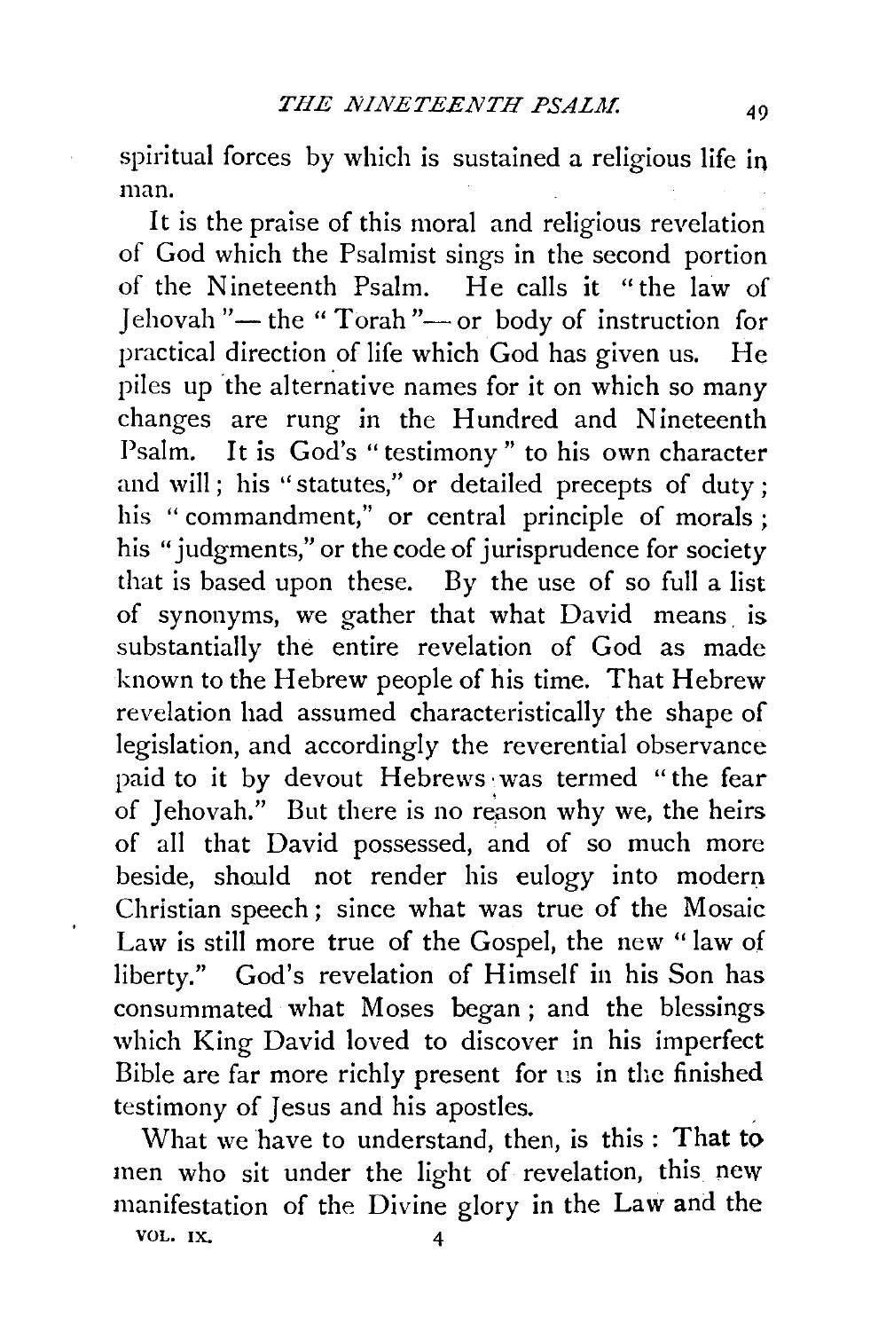spiritual forces by which is sustained a religious life in man.

It is the praise of this moral and religious revelation of God which the Psalmist sings in the second portion of the Nineteenth Psalm. He calls it "the law of Jehovah"—the "Torah"—or body of instruction for practical direction of life which God has given us. He piles up the alternative names for it on which so many changes are rung in the Hundred and Nineteenth Psalm. It is God's "testimony" to his own character and will; his "statutes," or detailed precepts of duty; his "commandment," or central principle of morals; his "judgments," or the code of jurisprudence for society that is based upon these. By the use of so full a list of synonyms, we gather that what David means is substantially the entire revelation of God as made known to the Hebrew people of his time. That Hebrew revelation had assumed characteristically the shape of legislation, and accordingly the reverential observance paid to it by devout Hebrews was termed "the fear of Jehovah." But there is no reason why we, the heirs of all that David possessed, and of so much more beside, should not render his eulogy into modern Christian speech; since what was true of the Mosaic Law is still more true of the Gospel, the new "law of liberty." God's revelation of Himself in his Son has consummated what Moses began; and the blessings which King David loved to discover in his imperfect Bible are far more richly present for us in the finished testimony of Jesus and his apostles.

What we have to understand, then, is this: That to men who sit under the light of revelation, this new manifestation of the Divine glory in the Law and the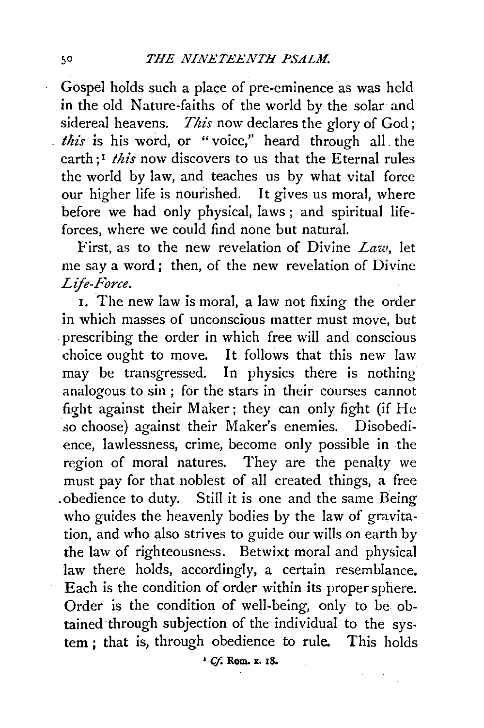Gospel holds such a place of pre-eminence as was held in the old Nature-faiths of the world by the solar and sidereal heavens. *This* now declares the glory of God; *this* is his word, or "voice," heard through all the earth;[1] *this* now discovers to us that the Eternal rules the world by law, and teaches us by what vital force our higher life is nourished. It gives us moral, where before we had only physical, laws; and spiritual life-forces, where we could find none but natural.

First, as to the new revelation of Divine *Law*, let me say a word; then, of the new revelation of Divine *Life-Force*.

1. The new law is moral, a law not fixing the order in which masses of unconscious matter must move, but prescribing the order in which free will and conscious choice ought to move. It follows that this new law may be transgressed. In physics there is nothing analogous to sin; for the stars in their courses cannot fight against their Maker; they can only fight (if He so choose) against their Maker's enemies. Disobedience, lawlessness, crime, become only possible in the region of moral natures. They are the penalty we must pay for that noblest of all created things, a free obedience to duty. Still it is one and the same Being who guides the heavenly bodies by the law of gravitation, and who also strives to guide our wills on earth by the law of righteousness. Betwixt moral and physical law there holds, accordingly, a certain resemblance. Each is the condition of order within its proper sphere. Order is the condition of well-being, only to be obtained through subjection of the individual to the system; that is, through obedience to rule. This holds

[1] *Cf.* Rom. x. 18.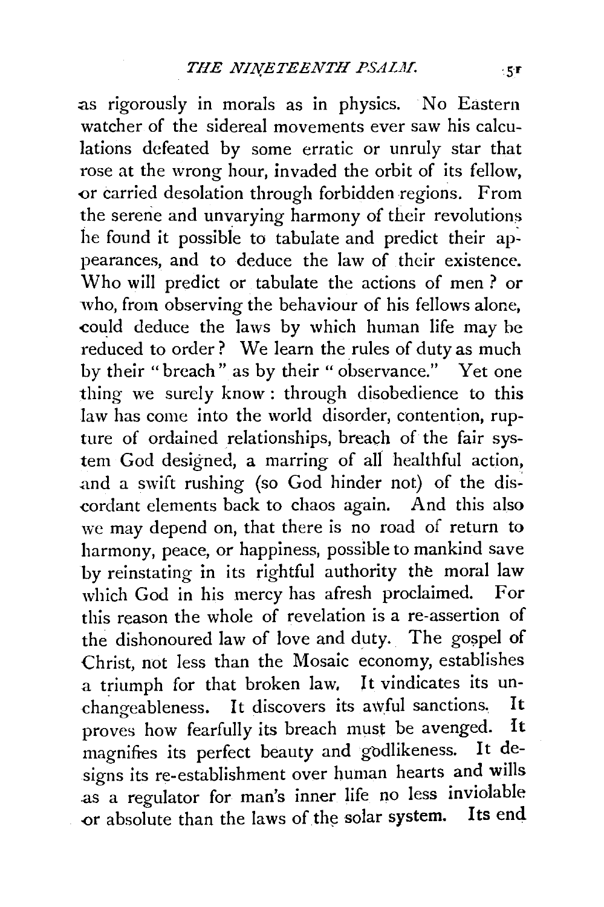as rigorously in morals as in physics. No Eastern watcher of the sidereal movements ever saw his calculations defeated by some erratic or unruly star that rose at the wrong hour, invaded the orbit of its fellow, or carried desolation through forbidden regions. From the serene and unvarying harmony of their revolutions he found it possible to tabulate and predict their appearances, and to deduce the law of their existence. Who will predict or tabulate the actions of men? or who, from observing the behaviour of his fellows alone, could deduce the laws by which human life may be reduced to order? We learn the rules of duty as much by their "breach" as by their "observance." Yet one thing we surely know: through disobedience to this law has come into the world disorder, contention, rupture of ordained relationships, breach of the fair system God designed, a marring of all healthful action, and a swift rushing (so God hinder not) of the discordant elements back to chaos again. And this also we may depend on, that there is no road of return to harmony, peace, or happiness, possible to mankind save by reinstating in its rightful authority the moral law which God in his mercy has afresh proclaimed. For this reason the whole of revelation is a re-assertion of the dishonoured law of love and duty. The gospel of Christ, not less than the Mosaic economy, establishes a triumph for that broken law. It vindicates its unchangeableness. It discovers its awful sanctions. It proves how fearfully its breach must be avenged. It magnifies its perfect beauty and godlikeness. It designs its re-establishment over human hearts and wills as a regulator for man's inner life no less inviolable or absolute than the laws of the solar system. Its end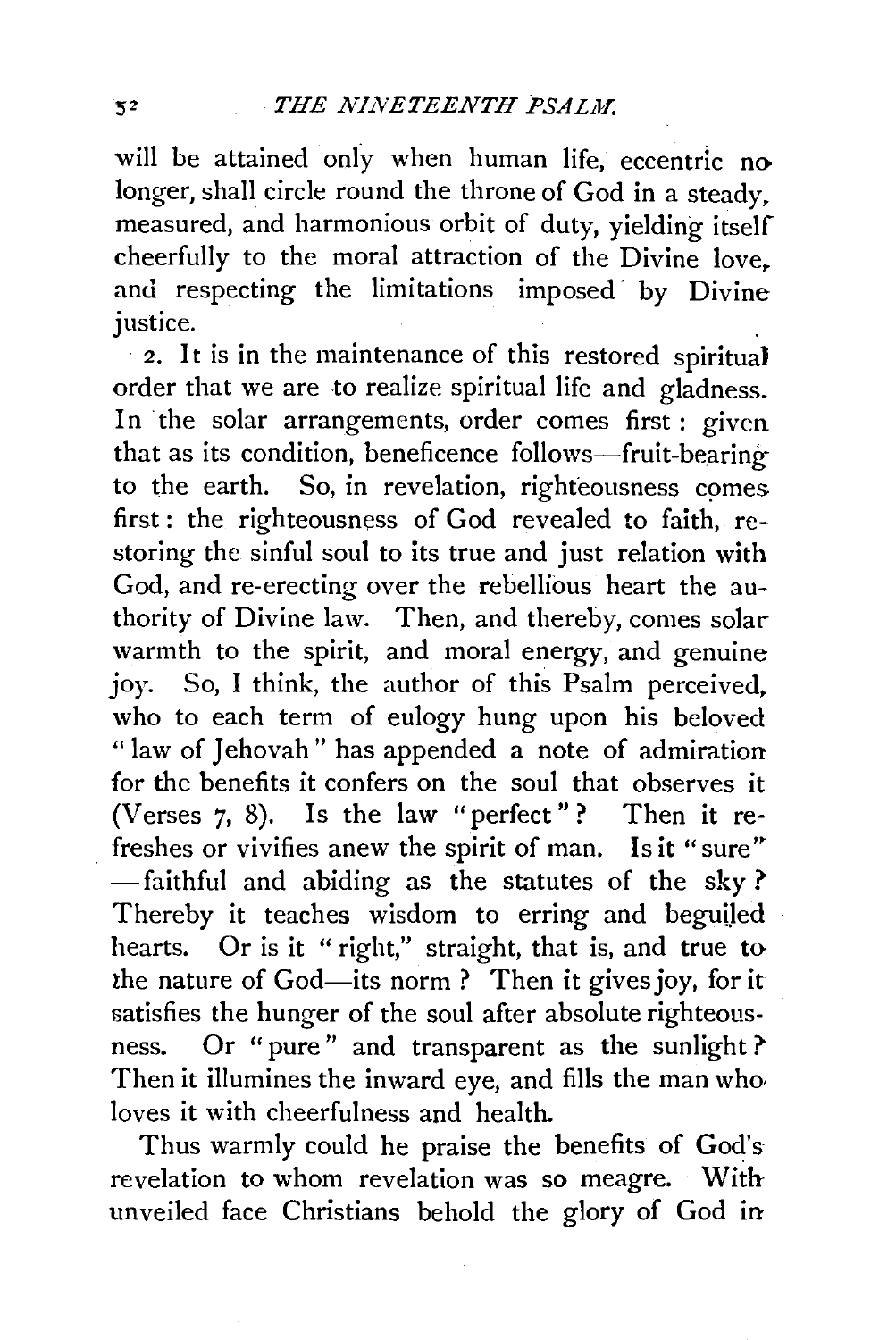will be attained only when human life, eccentric no longer, shall circle round the throne of God in a steady, measured, and harmonious orbit of duty, yielding itself cheerfully to the moral attraction of the Divine love, and respecting the limitations imposed by Divine justice.

2. It is in the maintenance of this restored spiritual order that we are to realize spiritual life and gladness. In the solar arrangements, order comes first: given that as its condition, beneficence follows—fruit-bearing to the earth. So, in revelation, righteousness comes first: the righteousness of God revealed to faith, restoring the sinful soul to its true and just relation with God, and re-erecting over the rebellious heart the authority of Divine law. Then, and thereby, comes solar warmth to the spirit, and moral energy, and genuine joy. So, I think, the author of this Psalm perceived, who to each term of eulogy hung upon his beloved "law of Jehovah" has appended a note of admiration for the benefits it confers on the soul that observes it (Verses 7, 8). Is the law "perfect"? Then it refreshes or vivifies anew the spirit of man. Is it "sure" —faithful and abiding as the statutes of the sky? Thereby it teaches wisdom to erring and beguiled hearts. Or is it "right," straight, that is, and true to the nature of God—its norm? Then it gives joy, for it satisfies the hunger of the soul after absolute righteousness. Or "pure" and transparent as the sunlight? Then it illumines the inward eye, and fills the man who loves it with cheerfulness and health.

Thus warmly could he praise the benefits of God's revelation to whom revelation was so meagre. With unveiled face Christians behold the glory of God in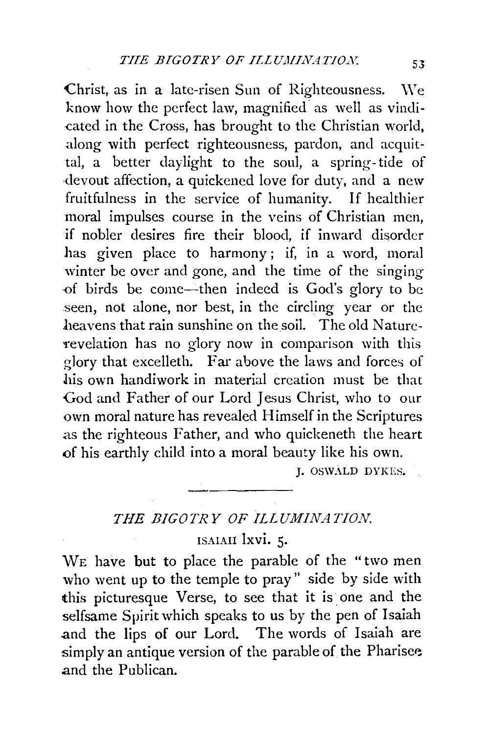Christ, as in a late-risen Sun of Righteousness. We know how the perfect law, magnified as well as vindicated in the Cross, has brought to the Christian world, along with perfect righteousness, pardon, and acquittal, a better daylight to the soul, a spring-tide of devout affection, a quickened love for duty, and a new fruitfulness in the service of humanity. If healthier moral impulses course in the veins of Christian men, if nobler desires fire their blood, if inward disorder has given place to harmony; if, in a word, moral winter be over and gone, and the time of the singing of birds be come—then indeed is God's glory to be seen, not alone, nor best, in the circling year or the heavens that rain sunshine on the soil. The old Nature-revelation has no glory now in comparison with this glory that excelleth. Far above the laws and forces of his own handiwork in material creation must be that God and Father of our Lord Jesus Christ, who to our own moral nature has revealed Himself in the Scriptures as the righteous Father, and who quickeneth the heart of his earthly child into a moral beauty like his own.

J. OSWALD DYKES.

---

## *THE BIGOTRY OF ILLUMINATION.*

ISAIAH lxvi. 5.

WE have but to place the parable of the "two men who went up to the temple to pray" side by side with this picturesque Verse, to see that it is one and the selfsame Spirit which speaks to us by the pen of Isaiah and the lips of our Lord. The words of Isaiah are simply an antique version of the parable of the Pharisee and the Publican.